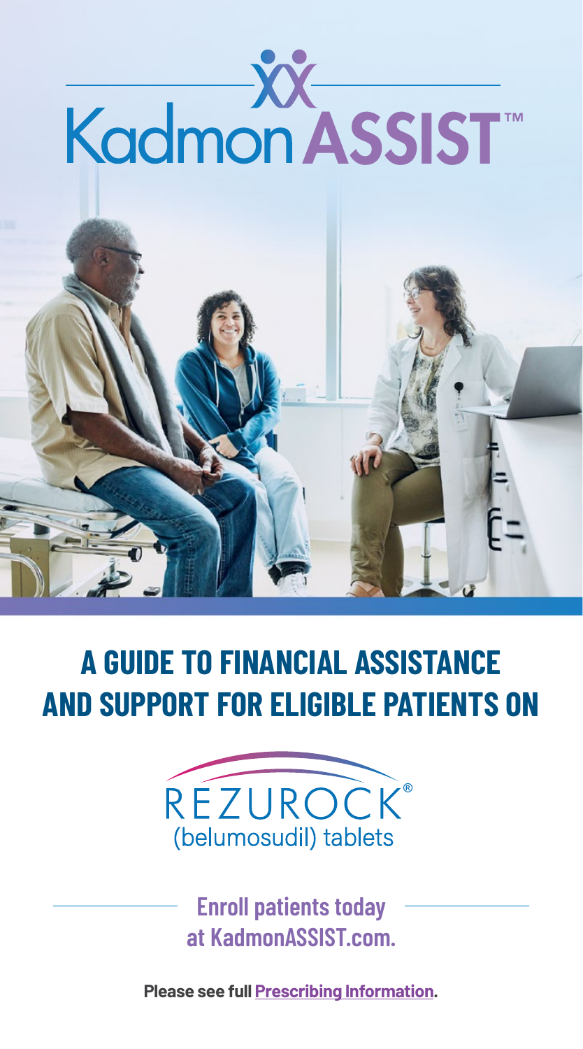# KadmonASSIST™

## A GUIDE TO FINANCIAL ASSISTANCE AND SUPPORT FOR ELIGIBLE PATIENTS ON

REZUROCK®
(belumosudil) tablets

**Enroll patients today at KadmonASSIST.com.**

**Please see full Prescribing Information.**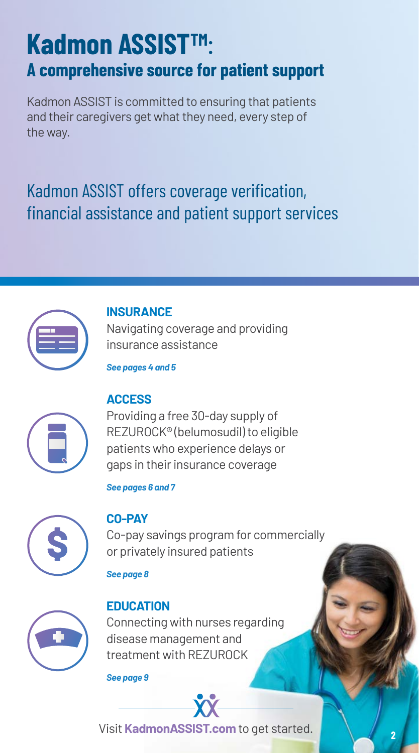# Kadmon ASSIST™:

## A comprehensive source for patient support

Kadmon ASSIST is committed to ensuring that patients and their caregivers get what they need, every step of the way.

Kadmon ASSIST offers coverage verification, financial assistance and patient support services

### INSURANCE

Navigating coverage and providing insurance assistance

***See pages 4 and 5***

### ACCESS

Providing a free 30-day supply of REZUROCK® (belumosudil) to eligible patients who experience delays or gaps in their insurance coverage

***See pages 6 and 7***

### CO-PAY

Co-pay savings program for commercially or privately insured patients

***See page 8***

### EDUCATION

Connecting with nurses regarding disease management and treatment with REZUROCK

***See page 9***

Visit **KadmonASSIST.com** to get started.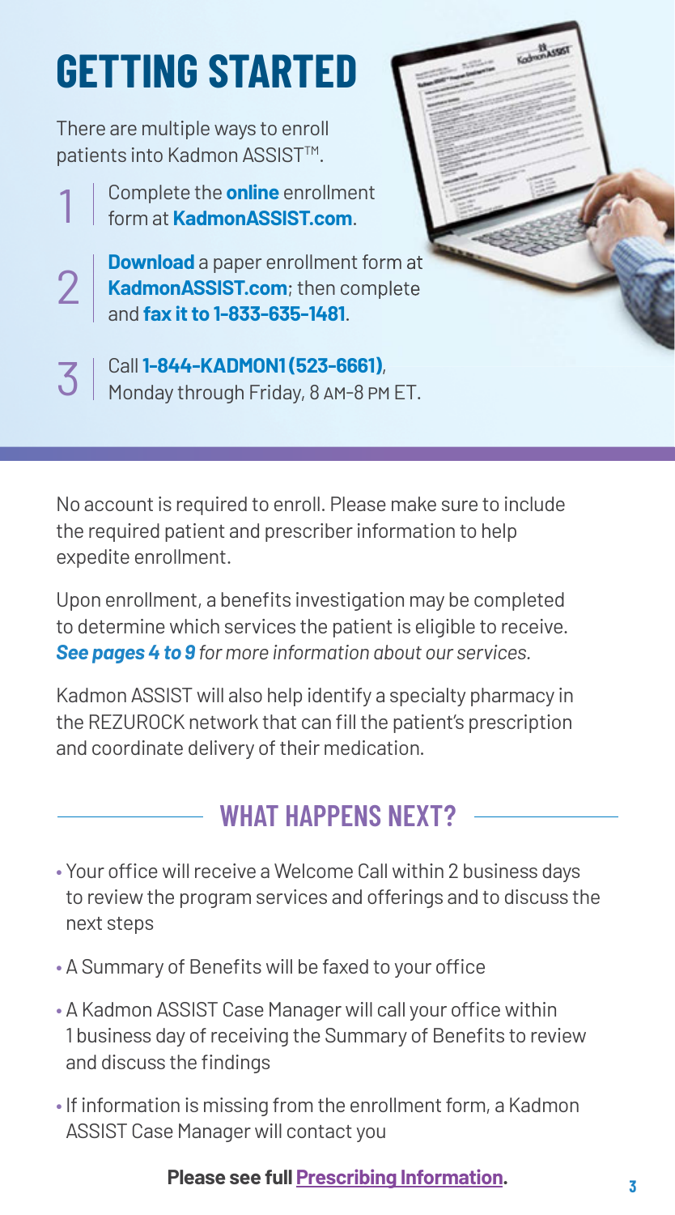# GETTING STARTED

There are multiple ways to enroll patients into Kadmon ASSIST™.

1. Complete the **online** enrollment form at **KadmonASSIST.com**.
2. **Download** a paper enrollment form at **KadmonASSIST.com**; then complete and **fax it to 1-833-635-1481**.
3. Call **1-844-KADMON1 (523-6661)**, Monday through Friday, 8 AM–8 PM ET.

No account is required to enroll. Please make sure to include the required patient and prescriber information to help expedite enrollment.

Upon enrollment, a benefits investigation may be completed to determine which services the patient is eligible to receive. ***See pages 4 to 9*** *for more information about our services.*

Kadmon ASSIST will also help identify a specialty pharmacy in the REZUROCK network that can fill the patient's prescription and coordinate delivery of their medication.

## WHAT HAPPENS NEXT?

- Your office will receive a Welcome Call within 2 business days to review the program services and offerings and to discuss the next steps
- A Summary of Benefits will be faxed to your office
- A Kadmon ASSIST Case Manager will call your office within 1 business day of receiving the Summary of Benefits to review and discuss the findings
- If information is missing from the enrollment form, a Kadmon ASSIST Case Manager will contact you

**Please see full Prescribing Information.**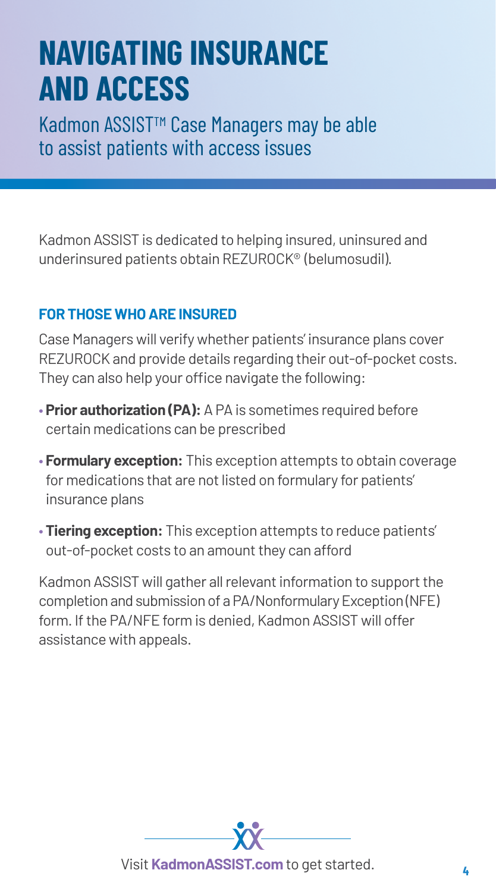# NAVIGATING INSURANCE AND ACCESS

Kadmon ASSIST™ Case Managers may be able to assist patients with access issues

Kadmon ASSIST is dedicated to helping insured, uninsured and underinsured patients obtain REZUROCK® (belumosudil).

### FOR THOSE WHO ARE INSURED

Case Managers will verify whether patients' insurance plans cover REZUROCK and provide details regarding their out-of-pocket costs. They can also help your office navigate the following:

- **Prior authorization (PA):** A PA is sometimes required before certain medications can be prescribed
- **Formulary exception:** This exception attempts to obtain coverage for medications that are not listed on formulary for patients' insurance plans
- **Tiering exception:** This exception attempts to reduce patients' out-of-pocket costs to an amount they can afford

Kadmon ASSIST will gather all relevant information to support the completion and submission of a PA/Nonformulary Exception (NFE) form. If the PA/NFE form is denied, Kadmon ASSIST will offer assistance with appeals.

Visit **KadmonASSIST.com** to get started.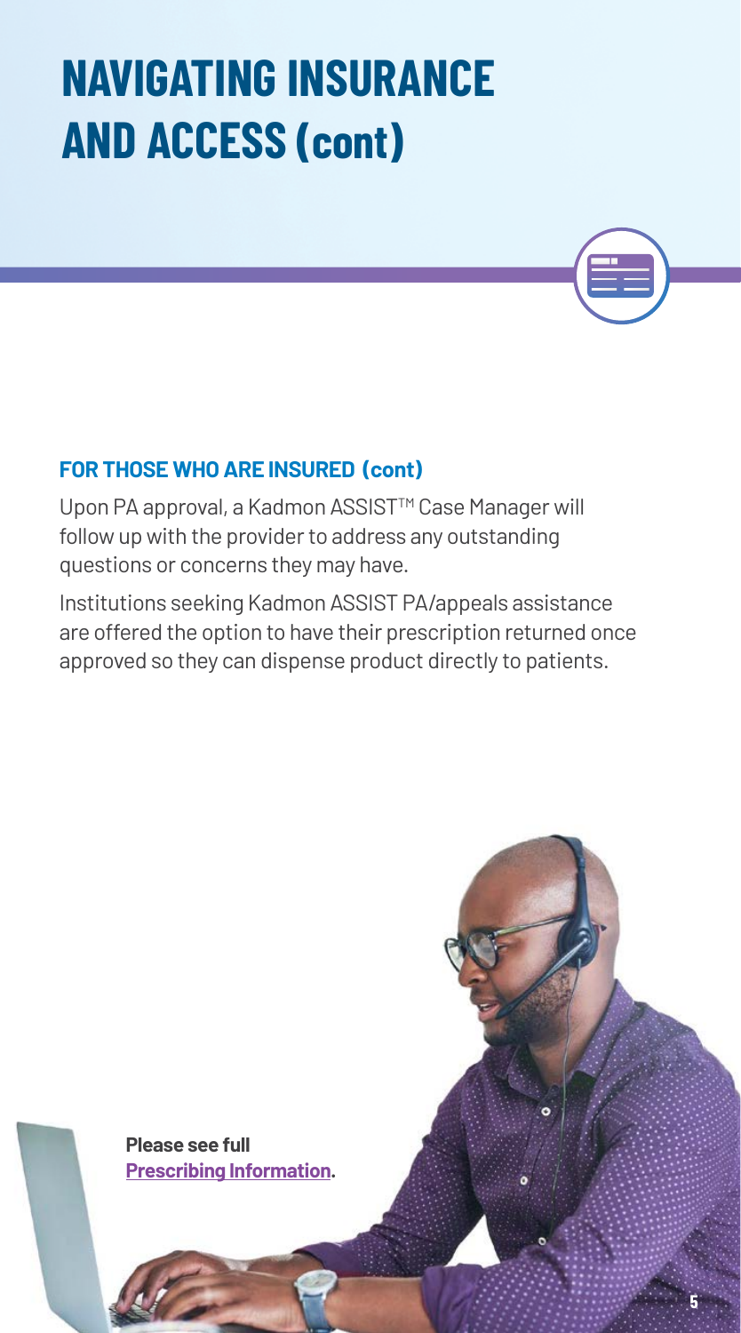# NAVIGATING INSURANCE AND ACCESS (cont)

### FOR THOSE WHO ARE INSURED (cont)

Upon PA approval, a Kadmon ASSIST™ Case Manager will follow up with the provider to address any outstanding questions or concerns they may have.

Institutions seeking Kadmon ASSIST PA/appeals assistance are offered the option to have their prescription returned once approved so they can dispense product directly to patients.

**Please see full Prescribing Information.**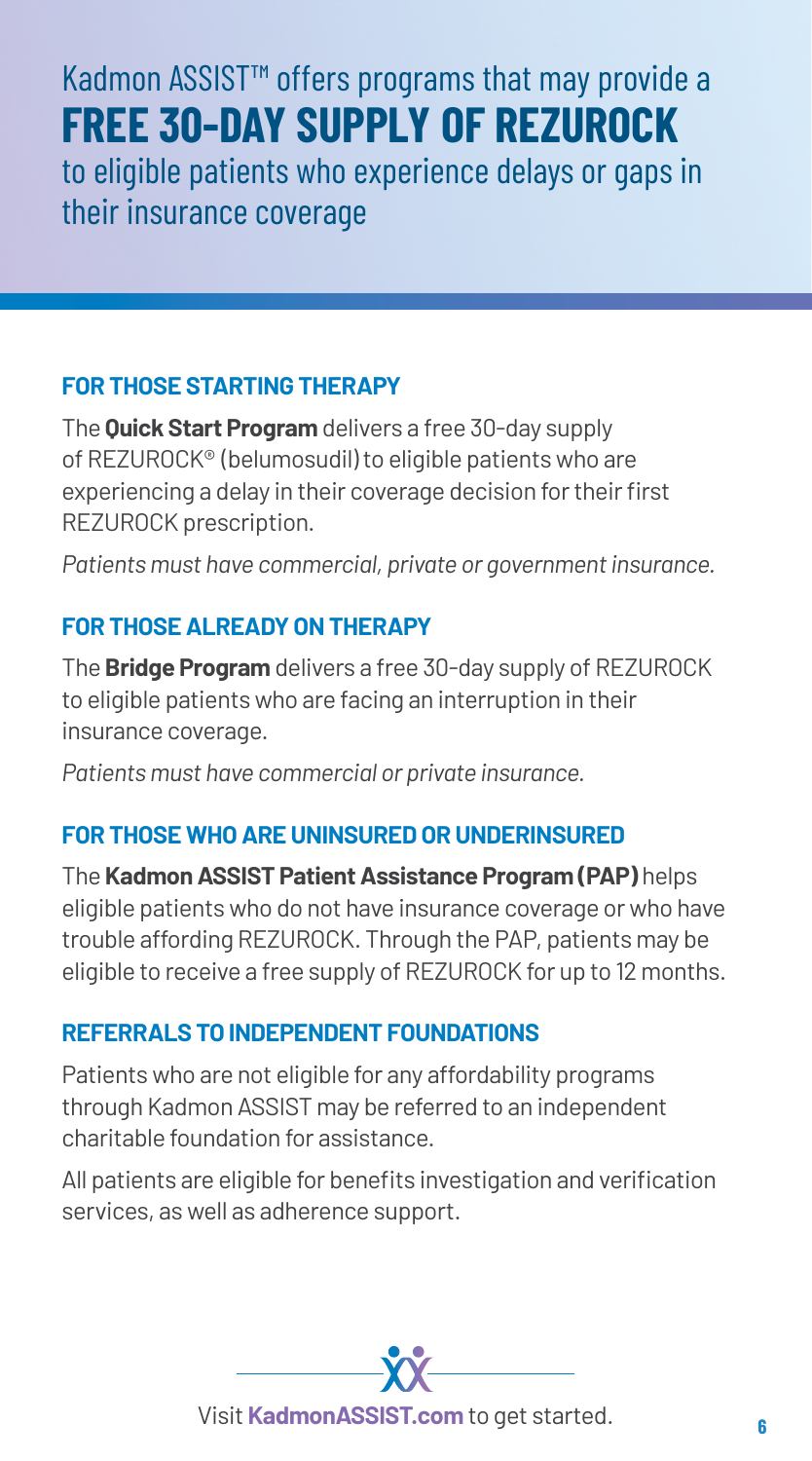# Kadmon ASSIST™ offers programs that may provide a **FREE 30-DAY SUPPLY OF REZUROCK** to eligible patients who experience delays or gaps in their insurance coverage

## FOR THOSE STARTING THERAPY

The **Quick Start Program** delivers a free 30-day supply of REZUROCK® (belumosudil) to eligible patients who are experiencing a delay in their coverage decision for their first REZUROCK prescription.

*Patients must have commercial, private or government insurance.*

## FOR THOSE ALREADY ON THERAPY

The **Bridge Program** delivers a free 30-day supply of REZUROCK to eligible patients who are facing an interruption in their insurance coverage.

*Patients must have commercial or private insurance.*

## FOR THOSE WHO ARE UNINSURED OR UNDERINSURED

The **Kadmon ASSIST Patient Assistance Program (PAP)** helps eligible patients who do not have insurance coverage or who have trouble affording REZUROCK. Through the PAP, patients may be eligible to receive a free supply of REZUROCK for up to 12 months.

## REFERRALS TO INDEPENDENT FOUNDATIONS

Patients who are not eligible for any affordability programs through Kadmon ASSIST may be referred to an independent charitable foundation for assistance.

All patients are eligible for benefits investigation and verification services, as well as adherence support.

Visit **KadmonASSIST.com** to get started.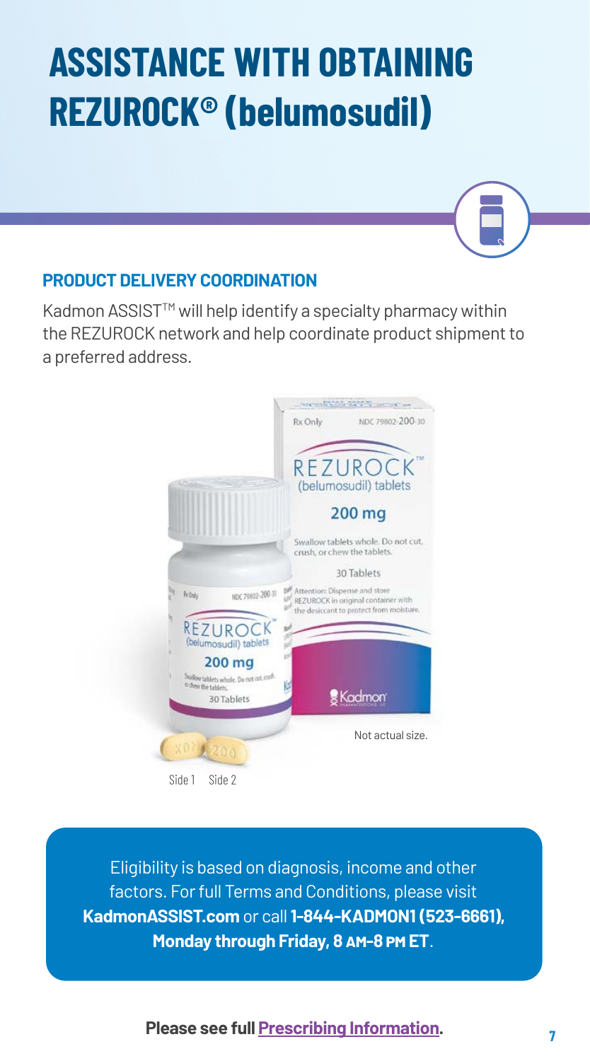# ASSISTANCE WITH OBTAINING REZUROCK® (belumosudil)

## PRODUCT DELIVERY COORDINATION

Kadmon ASSIST™ will help identify a specialty pharmacy within the REZUROCK network and help coordinate product shipment to a preferred address.

Not actual size.

Side 1 Side 2

Eligibility is based on diagnosis, income and other factors. For full Terms and Conditions, please visit **KadmonASSIST.com** or call **1-844-KADMON1 (523-6661), Monday through Friday, 8 AM–8 PM ET**.

**Please see full Prescribing Information.**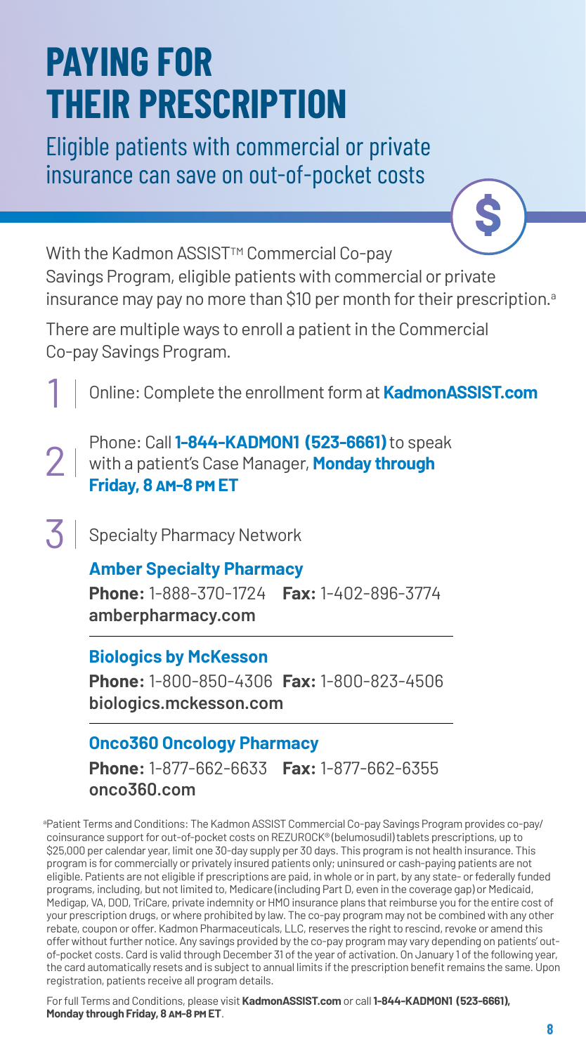# PAYING FOR THEIR PRESCRIPTION

Eligible patients with commercial or private insurance can save on out-of-pocket costs

With the Kadmon ASSIST™ Commercial Co-pay Savings Program, eligible patients with commercial or private insurance may pay no more than $10 per month for their prescription.[a]

There are multiple ways to enroll a patient in the Commercial Co-pay Savings Program.

1. Online: Complete the enrollment form at **KadmonASSIST.com**
2. Phone: Call **1-844-KADMON1 (523-6661)** to speak with a patient's Case Manager, **Monday through Friday, 8 AM–8 PM ET**
3. Specialty Pharmacy Network

**Amber Specialty Pharmacy**
**Phone:** 1-888-370-1724 **Fax:** 1-402-896-3774
**amberpharmacy.com**

**Biologics by McKesson**
**Phone:** 1-800-850-4306 **Fax:** 1-800-823-4506
**biologics.mckesson.com**

**Onco360 Oncology Pharmacy**
**Phone:** 1-877-662-6633 **Fax:** 1-877-662-6355
**onco360.com**

[a]Patient Terms and Conditions: The Kadmon ASSIST Commercial Co-pay Savings Program provides co-pay/coinsurance support for out-of-pocket costs on REZUROCK® (belumosudil) tablets prescriptions, up to $25,000 per calendar year, limit one 30-day supply per 30 days. This program is not health insurance. This program is for commercially or privately insured patients only; uninsured or cash-paying patients are not eligible. Patients are not eligible if prescriptions are paid, in whole or in part, by any state- or federally funded programs, including, but not limited to, Medicare (including Part D, even in the coverage gap) or Medicaid, Medigap, VA, DOD, TriCare, private indemnity or HMO insurance plans that reimburse you for the entire cost of your prescription drugs, or where prohibited by law. The co-pay program may not be combined with any other rebate, coupon or offer. Kadmon Pharmaceuticals, LLC, reserves the right to rescind, revoke or amend this offer without further notice. Any savings provided by the co-pay program may vary depending on patients' out-of-pocket costs. Card is valid through December 31 of the year of activation. On January 1 of the following year, the card automatically resets and is subject to annual limits if the prescription benefit remains the same. Upon registration, patients receive all program details.

For full Terms and Conditions, please visit **KadmonASSIST.com** or call **1-844-KADMON1 (523-6661), Monday through Friday, 8 AM–8 PM ET**.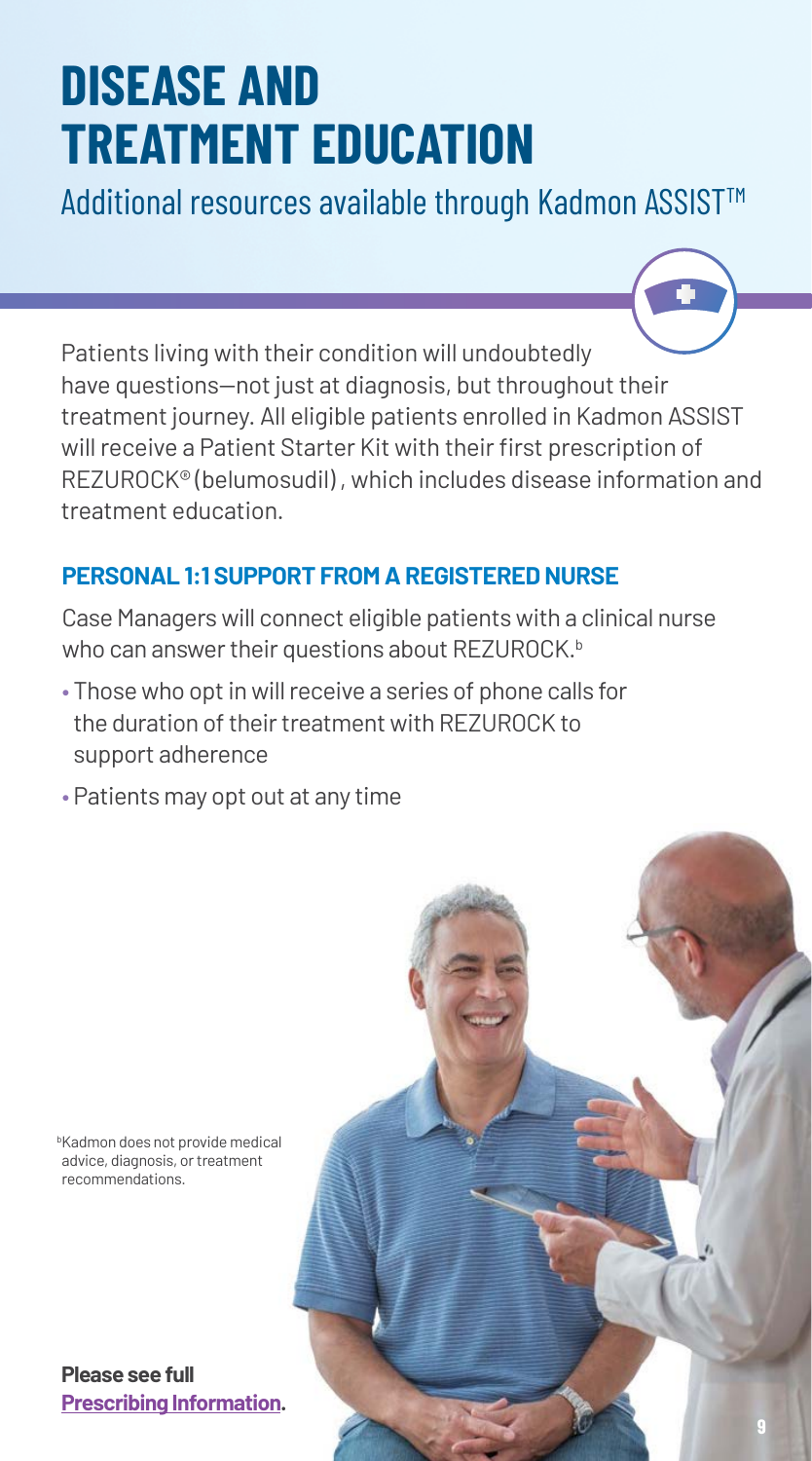# DISEASE AND TREATMENT EDUCATION

Additional resources available through Kadmon ASSIST™

Patients living with their condition will undoubtedly have questions—not just at diagnosis, but throughout their treatment journey. All eligible patients enrolled in Kadmon ASSIST will receive a Patient Starter Kit with their first prescription of REZUROCK® (belumosudil), which includes disease information and treatment education.

### PERSONAL 1:1 SUPPORT FROM A REGISTERED NURSE

Case Managers will connect eligible patients with a clinical nurse who can answer their questions about REZUROCK.[b]

- Those who opt in will receive a series of phone calls for the duration of their treatment with REZUROCK to support adherence
- Patients may opt out at any time

[b]Kadmon does not provide medical advice, diagnosis, or treatment recommendations.

**Please see full Prescribing Information.**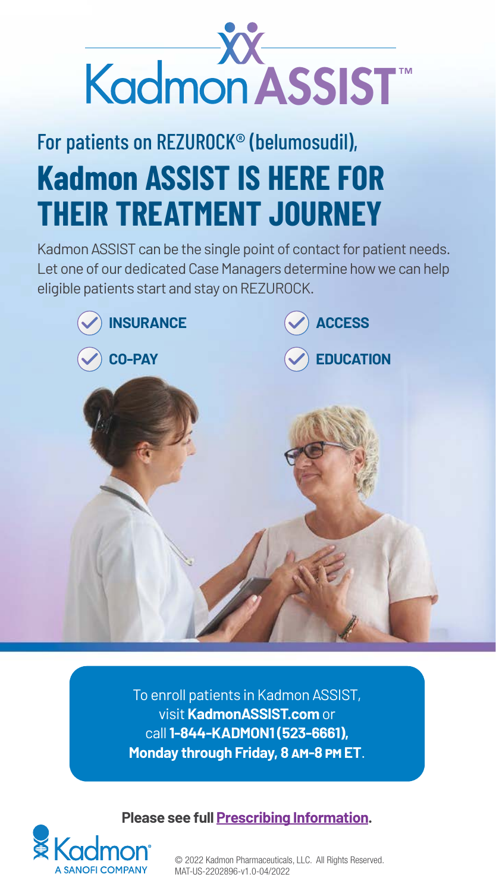# Kadmon ASSIST™

## For patients on REZUROCK® (belumosudil),

# Kadmon ASSIST IS HERE FOR THEIR TREATMENT JOURNEY

Kadmon ASSIST can be the single point of contact for patient needs. Let one of our dedicated Case Managers determine how we can help eligible patients start and stay on REZUROCK.

- **INSURANCE**
- **ACCESS**
- **CO-PAY**
- **EDUCATION**

To enroll patients in Kadmon ASSIST, visit **KadmonASSIST.com** or call **1-844-KADMON1 (523-6661), Monday through Friday, 8 AM–8 PM ET**.

**Please see full Prescribing Information.**

Kadmon® A SANOFI COMPANY

© 2022 Kadmon Pharmaceuticals, LLC. All Rights Reserved.
MAT-US-2202896-v1.0-04/2022